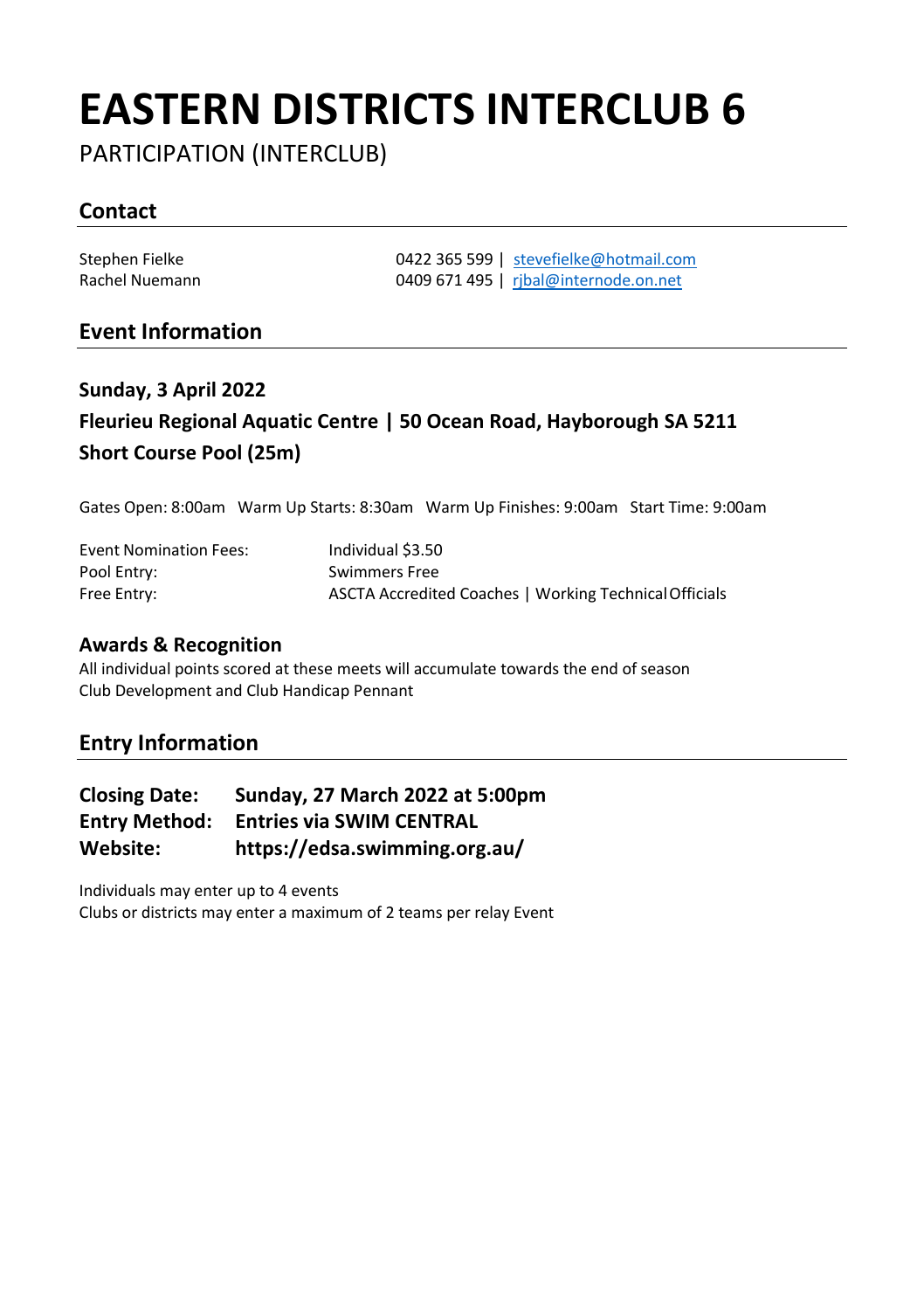# EASTERN DISTRICTS INTERCLUB 6

PARTICIPATION (INTERCLUB)

## Contact

| | |
|---|---|
| Stephen Fielke | 0422 365 599 \| stevefielke@hotmail.com |
| Rachel Nuemann | 0409 671 495 \| rjbal@internode.on.net |

## Event Information

### Sunday, 3 April 2022

### Fleurieu Regional Aquatic Centre | 50 Ocean Road, Hayborough SA 5211

### Short Course Pool (25m)

Gates Open: 8:00am   Warm Up Starts: 8:30am   Warm Up Finishes: 9:00am   Start Time: 9:00am

| | |
|---|---|
| Event Nomination Fees: | Individual $3.50 |
| Pool Entry: | Swimmers Free |
| Free Entry: | ASCTA Accredited Coaches \| Working Technical Officials |

### Awards & Recognition

All individual points scored at these meets will accumulate towards the end of season Club Development and Club Handicap Pennant

## Entry Information

**Closing Date:** **Sunday, 27 March 2022 at 5:00pm**
**Entry Method:** **Entries via SWIM CENTRAL**
**Website:** **https://edsa.swimming.org.au/**

Individuals may enter up to 4 events
Clubs or districts may enter a maximum of 2 teams per relay Event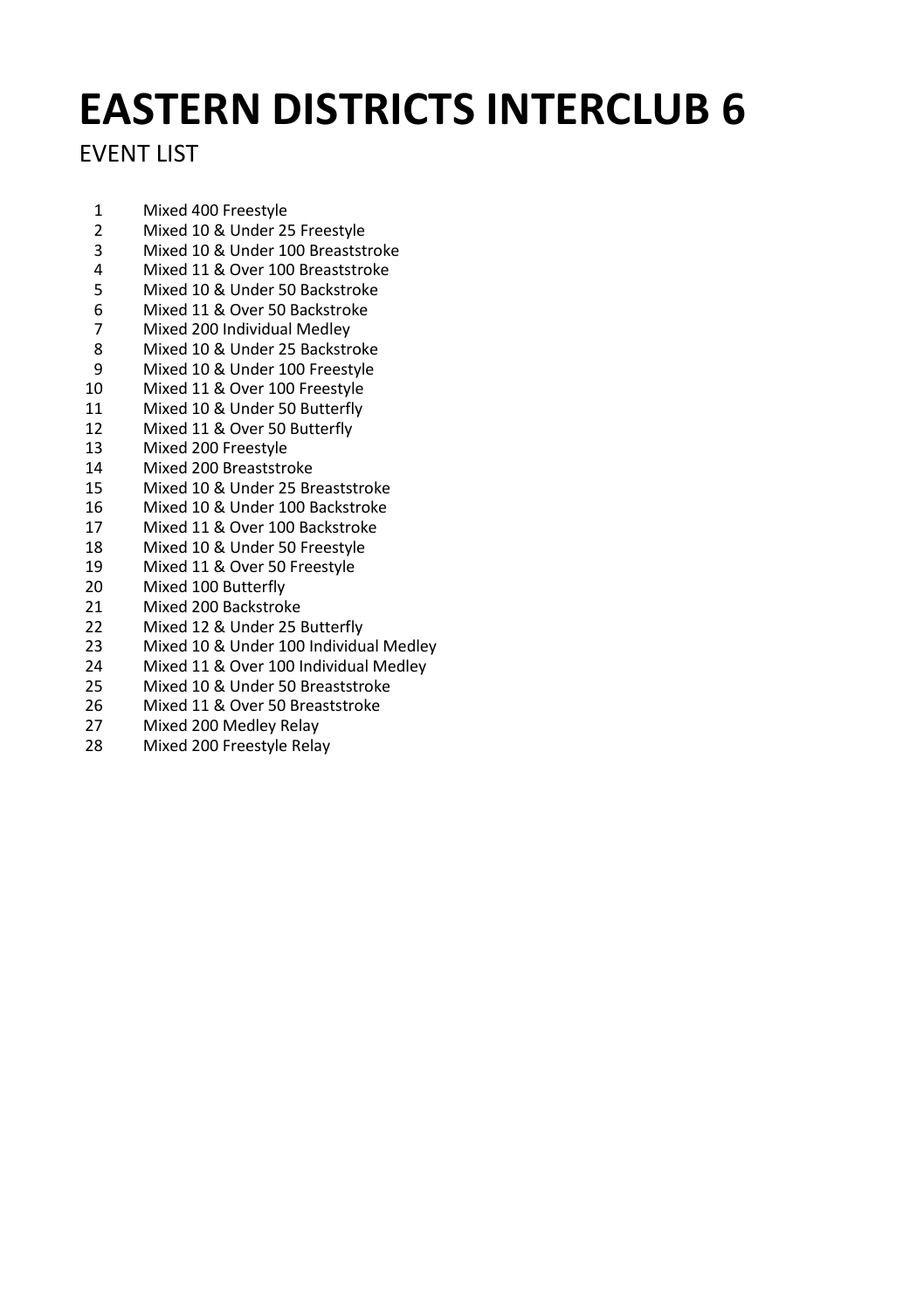# EASTERN DISTRICTS INTERCLUB 6

EVENT LIST

1. Mixed 400 Freestyle
2. Mixed 10 & Under 25 Freestyle
3. Mixed 10 & Under 100 Breaststroke
4. Mixed 11 & Over 100 Breaststroke
5. Mixed 10 & Under 50 Backstroke
6. Mixed 11 & Over 50 Backstroke
7. Mixed 200 Individual Medley
8. Mixed 10 & Under 25 Backstroke
9. Mixed 10 & Under 100 Freestyle
10. Mixed 11 & Over 100 Freestyle
11. Mixed 10 & Under 50 Butterfly
12. Mixed 11 & Over 50 Butterfly
13. Mixed 200 Freestyle
14. Mixed 200 Breaststroke
15. Mixed 10 & Under 25 Breaststroke
16. Mixed 10 & Under 100 Backstroke
17. Mixed 11 & Over 100 Backstroke
18. Mixed 10 & Under 50 Freestyle
19. Mixed 11 & Over 50 Freestyle
20. Mixed 100 Butterfly
21. Mixed 200 Backstroke
22. Mixed 12 & Under 25 Butterfly
23. Mixed 10 & Under 100 Individual Medley
24. Mixed 11 & Over 100 Individual Medley
25. Mixed 10 & Under 50 Breaststroke
26. Mixed 11 & Over 50 Breaststroke
27. Mixed 200 Medley Relay
28. Mixed 200 Freestyle Relay